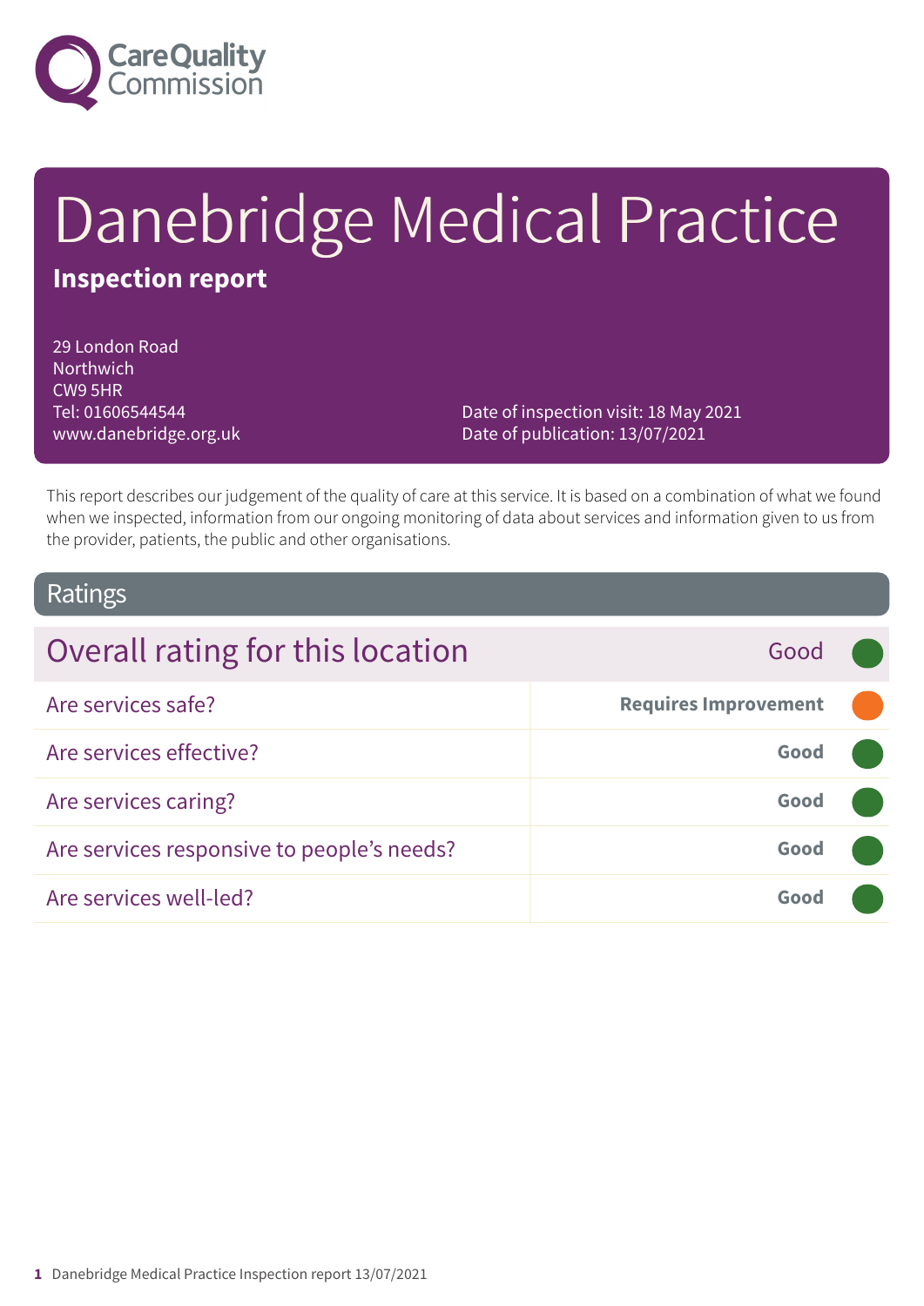# Danebridge Medical Practice

**Inspection report**

29 London Road
Northwich
CW9 5HR
Tel: 01606544544
www.danebridge.org.uk

Date of inspection visit: 18 May 2021
Date of publication: 13/07/2021

This report describes our judgement of the quality of care at this service. It is based on a combination of what we found when we inspected, information from our ongoing monitoring of data about services and information given to us from the provider, patients, the public and other organisations.

## Ratings

| Overall rating for this location | Good |
|---|---|
| Are services safe? | **Requires Improvement** |
| Are services effective? | **Good** |
| Are services caring? | **Good** |
| Are services responsive to people's needs? | **Good** |
| Are services well-led? | **Good** |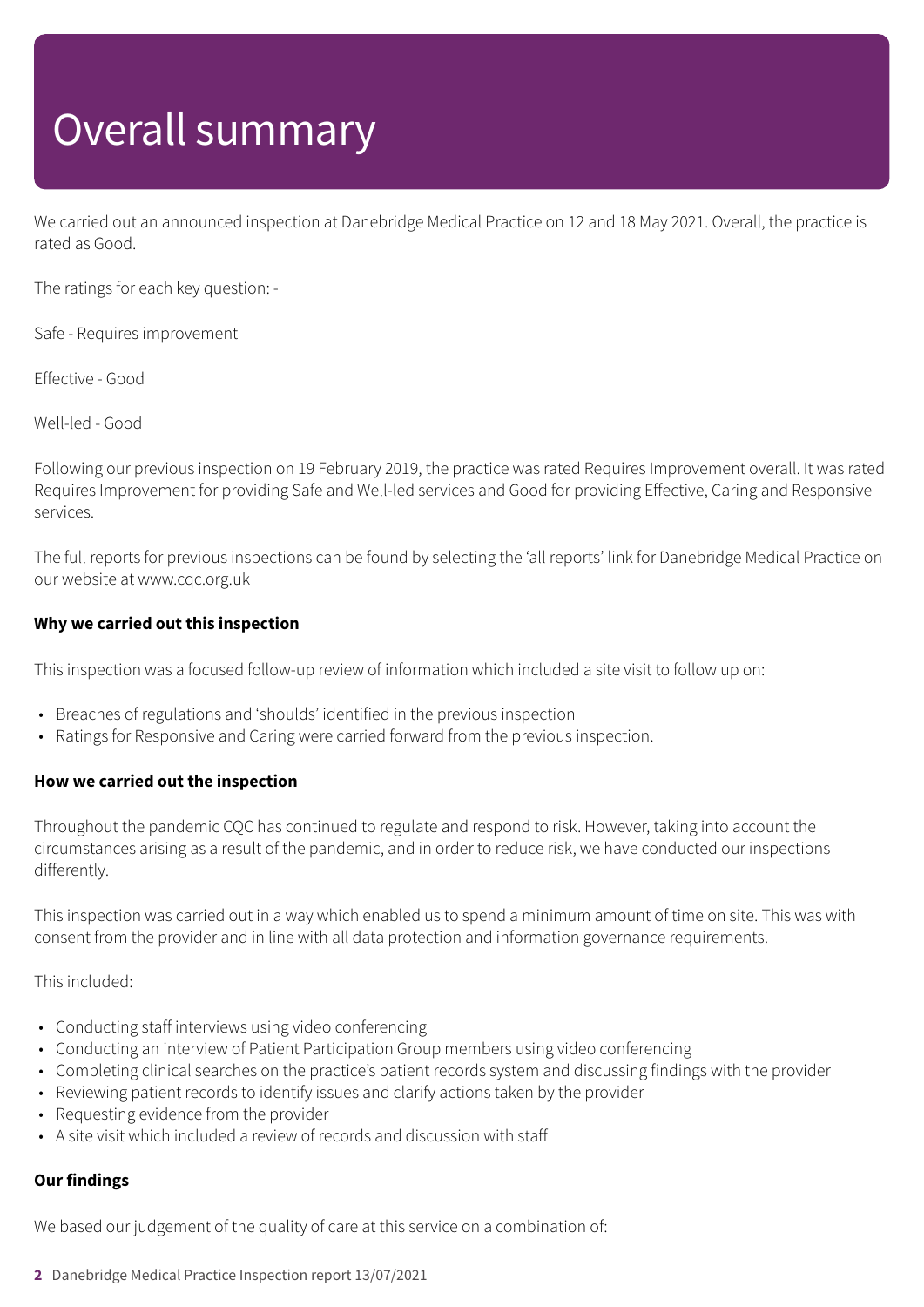# Overall summary

We carried out an announced inspection at Danebridge Medical Practice on 12 and 18 May 2021. Overall, the practice is rated as Good.

The ratings for each key question: -

Safe - Requires improvement

Effective - Good

Well-led - Good

Following our previous inspection on 19 February 2019, the practice was rated Requires Improvement overall. It was rated Requires Improvement for providing Safe and Well-led services and Good for providing Effective, Caring and Responsive services.

The full reports for previous inspections can be found by selecting the 'all reports' link for Danebridge Medical Practice on our website at www.cqc.org.uk

**Why we carried out this inspection**

This inspection was a focused follow-up review of information which included a site visit to follow up on:

- Breaches of regulations and 'shoulds' identified in the previous inspection
- Ratings for Responsive and Caring were carried forward from the previous inspection.

**How we carried out the inspection**

Throughout the pandemic CQC has continued to regulate and respond to risk. However, taking into account the circumstances arising as a result of the pandemic, and in order to reduce risk, we have conducted our inspections differently.

This inspection was carried out in a way which enabled us to spend a minimum amount of time on site. This was with consent from the provider and in line with all data protection and information governance requirements.

This included:

- Conducting staff interviews using video conferencing
- Conducting an interview of Patient Participation Group members using video conferencing
- Completing clinical searches on the practice's patient records system and discussing findings with the provider
- Reviewing patient records to identify issues and clarify actions taken by the provider
- Requesting evidence from the provider
- A site visit which included a review of records and discussion with staff

**Our findings**

We based our judgement of the quality of care at this service on a combination of: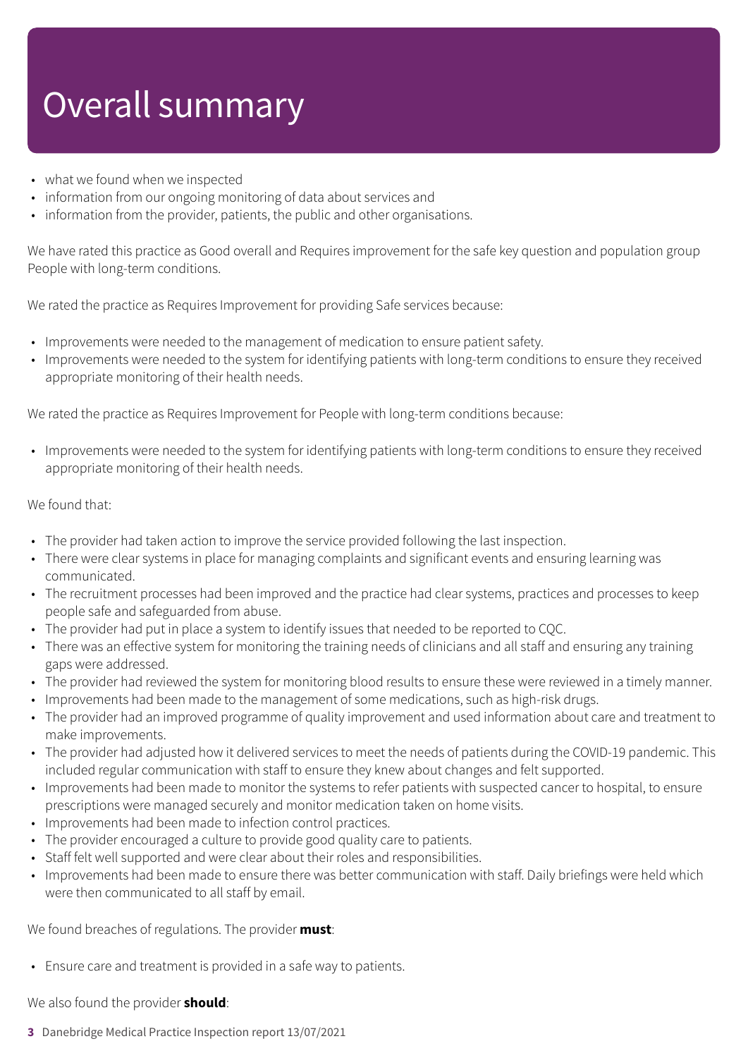# Overall summary

- what we found when we inspected
- information from our ongoing monitoring of data about services and
- information from the provider, patients, the public and other organisations.

We have rated this practice as Good overall and Requires improvement for the safe key question and population group People with long-term conditions.

We rated the practice as Requires Improvement for providing Safe services because:

- Improvements were needed to the management of medication to ensure patient safety.
- Improvements were needed to the system for identifying patients with long-term conditions to ensure they received appropriate monitoring of their health needs.

We rated the practice as Requires Improvement for People with long-term conditions because:

- Improvements were needed to the system for identifying patients with long-term conditions to ensure they received appropriate monitoring of their health needs.

We found that:

- The provider had taken action to improve the service provided following the last inspection.
- There were clear systems in place for managing complaints and significant events and ensuring learning was communicated.
- The recruitment processes had been improved and the practice had clear systems, practices and processes to keep people safe and safeguarded from abuse.
- The provider had put in place a system to identify issues that needed to be reported to CQC.
- There was an effective system for monitoring the training needs of clinicians and all staff and ensuring any training gaps were addressed.
- The provider had reviewed the system for monitoring blood results to ensure these were reviewed in a timely manner.
- Improvements had been made to the management of some medications, such as high-risk drugs.
- The provider had an improved programme of quality improvement and used information about care and treatment to make improvements.
- The provider had adjusted how it delivered services to meet the needs of patients during the COVID-19 pandemic. This included regular communication with staff to ensure they knew about changes and felt supported.
- Improvements had been made to monitor the systems to refer patients with suspected cancer to hospital, to ensure prescriptions were managed securely and monitor medication taken on home visits.
- Improvements had been made to infection control practices.
- The provider encouraged a culture to provide good quality care to patients.
- Staff felt well supported and were clear about their roles and responsibilities.
- Improvements had been made to ensure there was better communication with staff. Daily briefings were held which were then communicated to all staff by email.

We found breaches of regulations. The provider **must**:

- Ensure care and treatment is provided in a safe way to patients.

We also found the provider **should**: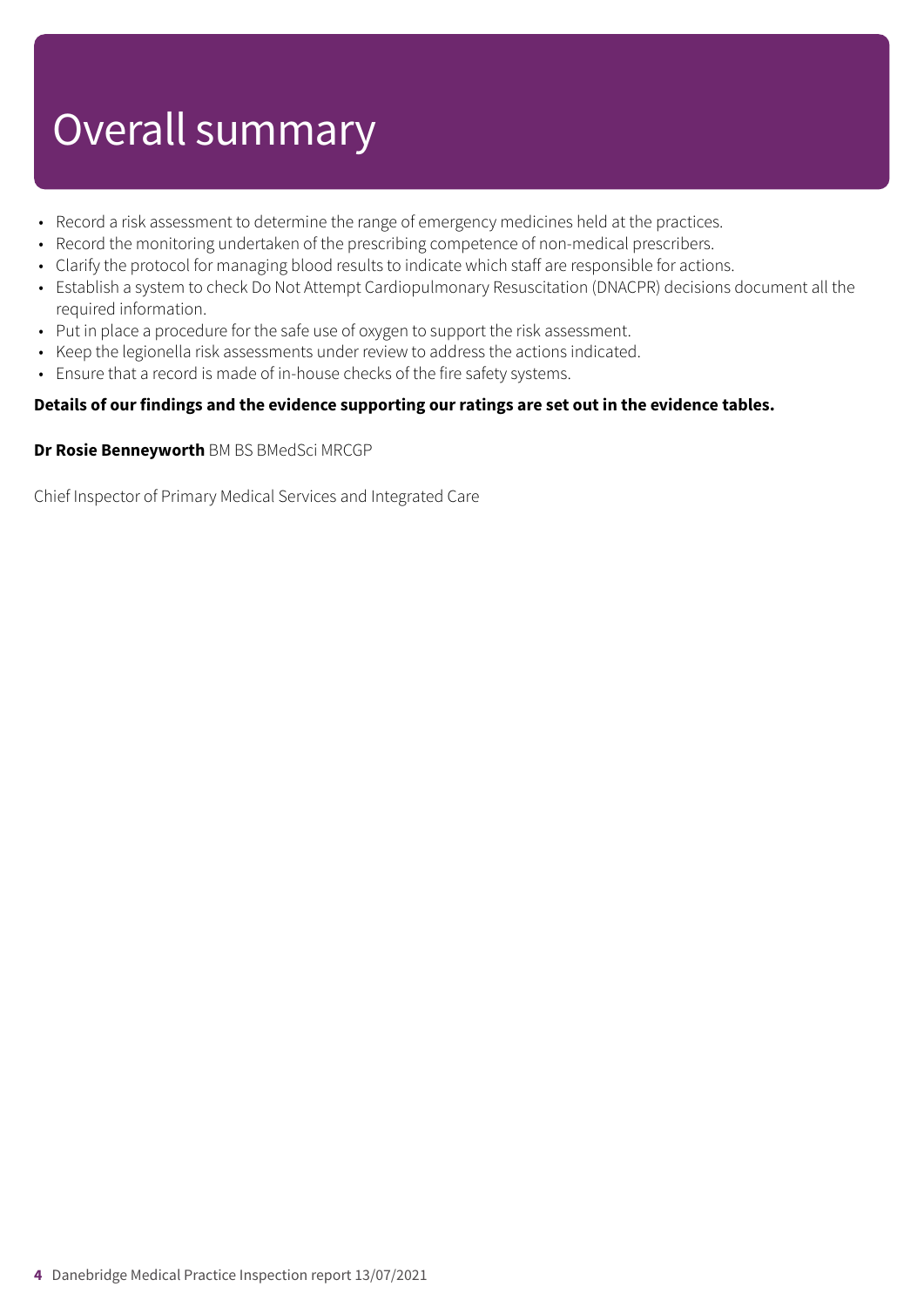# Overall summary

- Record a risk assessment to determine the range of emergency medicines held at the practices.
- Record the monitoring undertaken of the prescribing competence of non-medical prescribers.
- Clarify the protocol for managing blood results to indicate which staff are responsible for actions.
- Establish a system to check Do Not Attempt Cardiopulmonary Resuscitation (DNACPR) decisions document all the required information.
- Put in place a procedure for the safe use of oxygen to support the risk assessment.
- Keep the legionella risk assessments under review to address the actions indicated.
- Ensure that a record is made of in-house checks of the fire safety systems.

**Details of our findings and the evidence supporting our ratings are set out in the evidence tables.**

**Dr Rosie Benneyworth** BM BS BMedSci MRCGP

Chief Inspector of Primary Medical Services and Integrated Care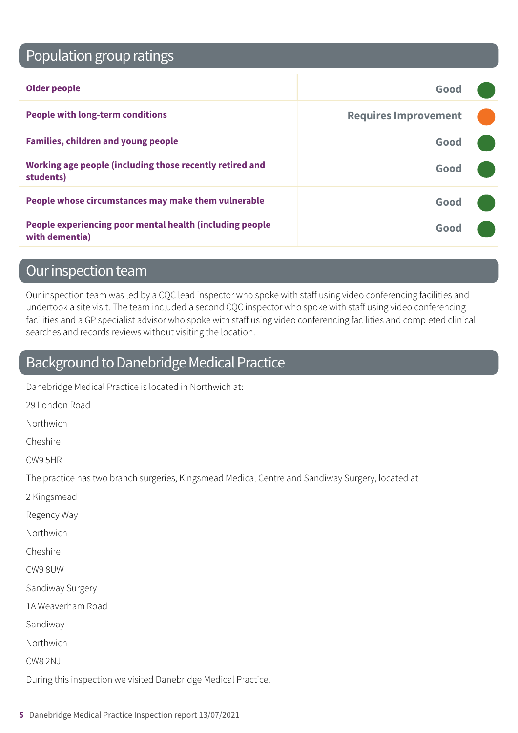## Population group ratings

| | |
|---|---|
| **Older people** | Good |
| **People with long-term conditions** | Requires Improvement |
| **Families, children and young people** | Good |
| **Working age people (including those recently retired and students)** | Good |
| **People whose circumstances may make them vulnerable** | Good |
| **People experiencing poor mental health (including people with dementia)** | Good |

## Our inspection team

Our inspection team was led by a CQC lead inspector who spoke with staff using video conferencing facilities and undertook a site visit. The team included a second CQC inspector who spoke with staff using video conferencing facilities and a GP specialist advisor who spoke with staff using video conferencing facilities and completed clinical searches and records reviews without visiting the location.

## Background to Danebridge Medical Practice

Danebridge Medical Practice is located in Northwich at:

29 London Road

Northwich

Cheshire

CW9 5HR

The practice has two branch surgeries, Kingsmead Medical Centre and Sandiway Surgery, located at

2 Kingsmead

Regency Way

Northwich

Cheshire

CW9 8UW

Sandiway Surgery

1A Weaverham Road

Sandiway

Northwich

CW8 2NJ

During this inspection we visited Danebridge Medical Practice.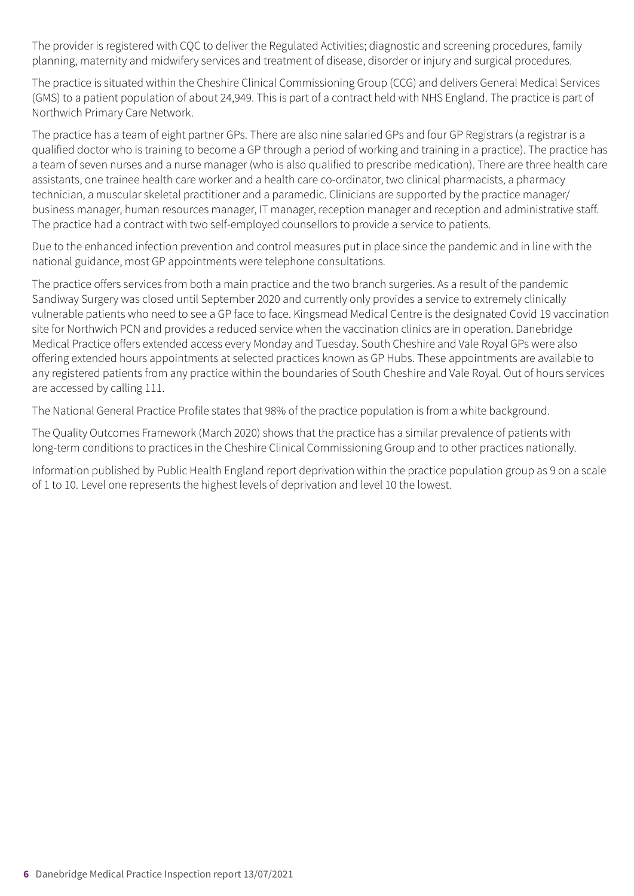The provider is registered with CQC to deliver the Regulated Activities; diagnostic and screening procedures, family planning, maternity and midwifery services and treatment of disease, disorder or injury and surgical procedures.

The practice is situated within the Cheshire Clinical Commissioning Group (CCG) and delivers General Medical Services (GMS) to a patient population of about 24,949. This is part of a contract held with NHS England. The practice is part of Northwich Primary Care Network.

The practice has a team of eight partner GPs. There are also nine salaried GPs and four GP Registrars (a registrar is a qualified doctor who is training to become a GP through a period of working and training in a practice). The practice has a team of seven nurses and a nurse manager (who is also qualified to prescribe medication). There are three health care assistants, one trainee health care worker and a health care co-ordinator, two clinical pharmacists, a pharmacy technician, a muscular skeletal practitioner and a paramedic. Clinicians are supported by the practice manager/ business manager, human resources manager, IT manager, reception manager and reception and administrative staff. The practice had a contract with two self-employed counsellors to provide a service to patients.

Due to the enhanced infection prevention and control measures put in place since the pandemic and in line with the national guidance, most GP appointments were telephone consultations.

The practice offers services from both a main practice and the two branch surgeries. As a result of the pandemic Sandiway Surgery was closed until September 2020 and currently only provides a service to extremely clinically vulnerable patients who need to see a GP face to face. Kingsmead Medical Centre is the designated Covid 19 vaccination site for Northwich PCN and provides a reduced service when the vaccination clinics are in operation. Danebridge Medical Practice offers extended access every Monday and Tuesday. South Cheshire and Vale Royal GPs were also offering extended hours appointments at selected practices known as GP Hubs. These appointments are available to any registered patients from any practice within the boundaries of South Cheshire and Vale Royal. Out of hours services are accessed by calling 111.

The National General Practice Profile states that 98% of the practice population is from a white background.

The Quality Outcomes Framework (March 2020) shows that the practice has a similar prevalence of patients with long-term conditions to practices in the Cheshire Clinical Commissioning Group and to other practices nationally.

Information published by Public Health England report deprivation within the practice population group as 9 on a scale of 1 to 10. Level one represents the highest levels of deprivation and level 10 the lowest.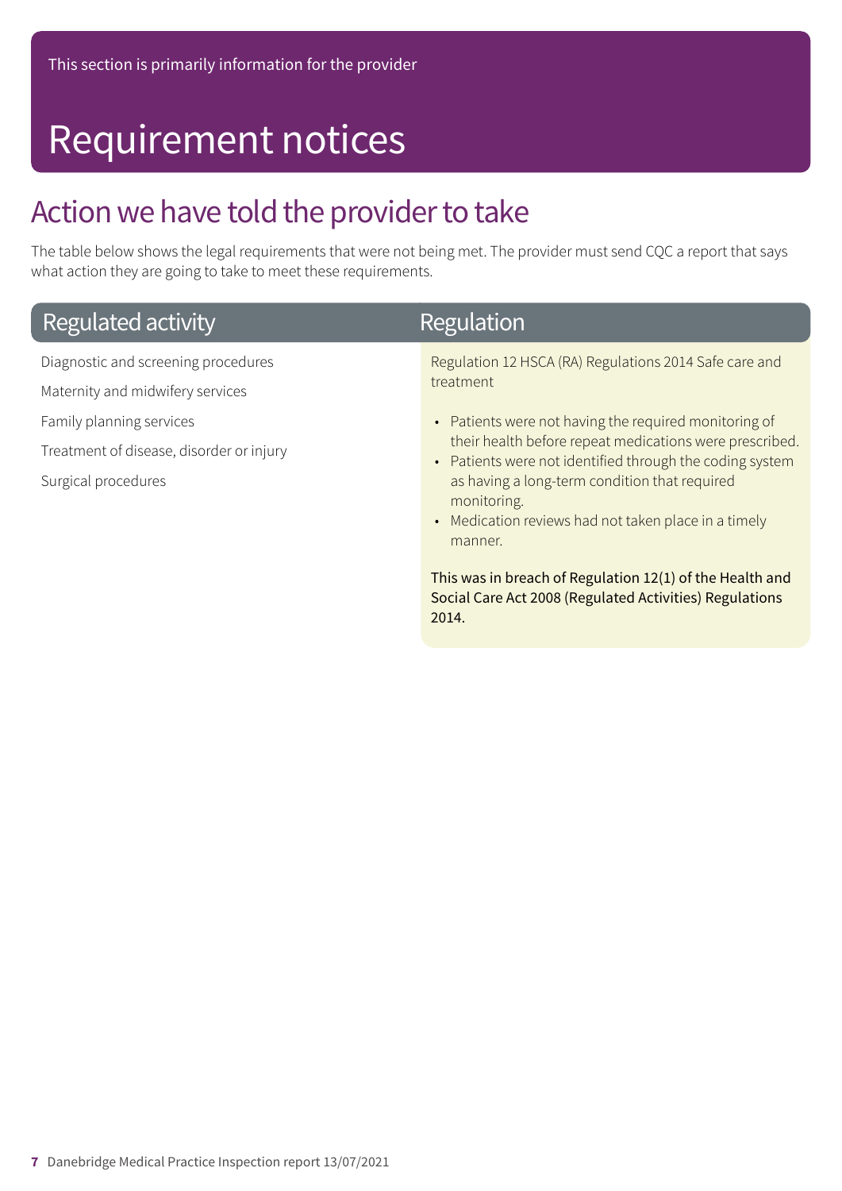This section is primarily information for the provider

# Requirement notices

## Action we have told the provider to take

The table below shows the legal requirements that were not being met. The provider must send CQC a report that says what action they are going to take to meet these requirements.

| Regulated activity | Regulation |
| --- | --- |
| Diagnostic and screening procedures<br>Maternity and midwifery services<br>Family planning services<br>Treatment of disease, disorder or injury<br>Surgical procedures | Regulation 12 HSCA (RA) Regulations 2014 Safe care and treatment<br><br>• Patients were not having the required monitoring of their health before repeat medications were prescribed.<br>• Patients were not identified through the coding system as having a long-term condition that required monitoring.<br>• Medication reviews had not taken place in a timely manner.<br><br>This was in breach of Regulation 12(1) of the Health and Social Care Act 2008 (Regulated Activities) Regulations 2014. |